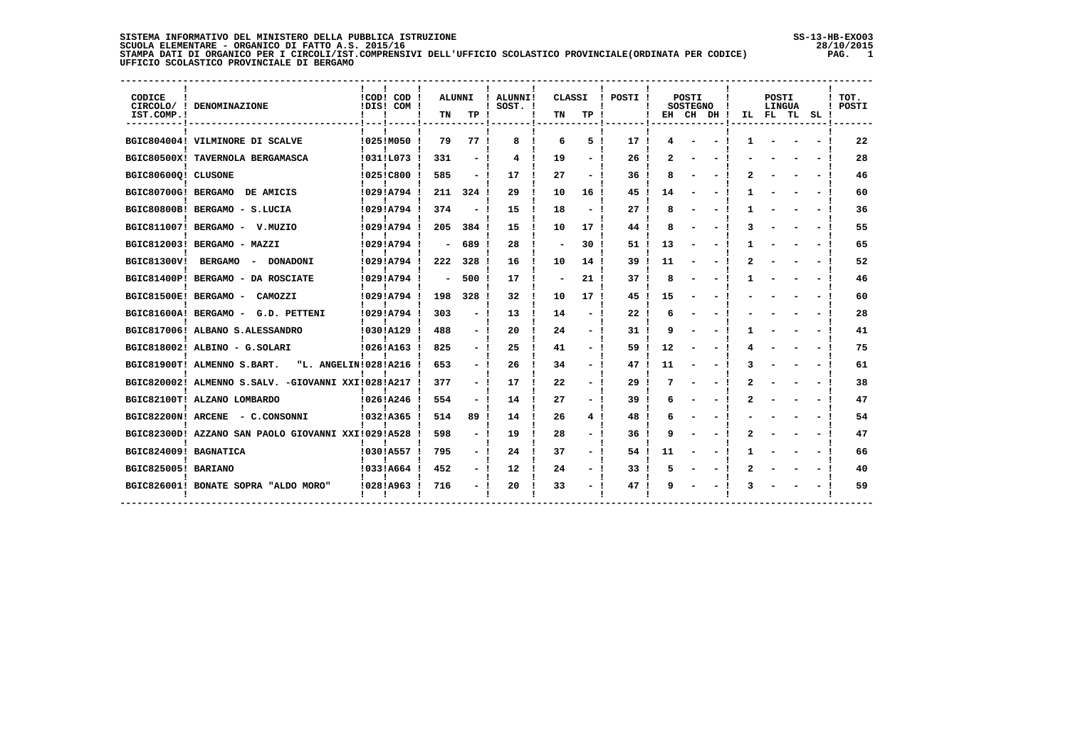**SISTEMA INFORMATIVO DEL MINISTERO DELLA PUBBLICA ISTRUZIONE** SS-13-HB-EXO03
**SCUOLA ELEMENTARE - ORGANICO DI FATTO A.S. 2015/16** 28/10/2015
**STAMPA DATI DI ORGANICO PER I CIRCOLI/IST.COMPRENSIVI DELL'UFFICIO SCOLASTICO PROVINCIALE(ORDINATA PER CODICE)**
**UFFICIO SCOLASTICO PROVINCIALE DI BERGAMO**

| CODICE CIRCOLO/ IST.COMP. | DENOMINAZIONE | COD DIS | COD COM | ALUNNI TN | ALUNNI TP | ALUNNI SOST. | CLASSI TN | CLASSI TP | POSTI | POSTI SOSTEGNO EH | CH | DH | POSTI LINGUA IL | FL | TL | SL | TOT. POSTI |
|---|---|---|---|---|---|---|---|---|---|---|---|---|---|---|---|---|---|
| BGIC804004 | VILMINORE DI SCALVE | 025 | M050 | 79 | 77 | 8 | 6 | 5 | 17 | 4 | - | - | 1 | - | - | - | 22 |
| BGIC80500X | TAVERNOLA BERGAMASCA | 031 | L073 | 331 | - | 4 | 19 | - | 26 | 2 | - | - | - | - | - | - | 28 |
| BGIC80600Q | CLUSONE | 025 | C800 | 585 | - | 17 | 27 | - | 36 | 8 | - | - | 2 | - | - | - | 46 |
| BGIC80700G | BERGAMO DE AMICIS | 029 | A794 | 211 | 324 | 29 | 10 | 16 | 45 | 14 | - | - | 1 | - | - | - | 60 |
| BGIC80800B | BERGAMO - S.LUCIA | 029 | A794 | 374 | - | 15 | 18 | - | 27 | 8 | - | - | 1 | - | - | - | 36 |
| BGIC811007 | BERGAMO - V.MUZIO | 029 | A794 | 205 | 384 | 15 | 10 | 17 | 44 | 8 | - | - | 3 | - | - | - | 55 |
| BGIC812003 | BERGAMO - MAZZI | 029 | A794 | - | 689 | 28 | - | 30 | 51 | 13 | - | - | 1 | - | - | - | 65 |
| BGIC81300V | BERGAMO - DONADONI | 029 | A794 | 222 | 328 | 16 | 10 | 14 | 39 | 11 | - | - | 2 | - | - | - | 52 |
| BGIC81400P | BERGAMO - DA ROSCIATE | 029 | A794 | - | 500 | 17 | - | 21 | 37 | 8 | - | - | 1 | - | - | - | 46 |
| BGIC81500E | BERGAMO - CAMOZZI | 029 | A794 | 198 | 328 | 32 | 10 | 17 | 45 | 15 | - | - | - | - | - | - | 60 |
| BGIC81600A | BERGAMO - G.D. PETTENI | 029 | A794 | 303 | - | 13 | 14 | - | 22 | 6 | - | - | - | - | - | - | 28 |
| BGIC817006 | ALBANO S.ALESSANDRO | 030 | A129 | 488 | - | 20 | 24 | - | 31 | 9 | - | - | 1 | - | - | - | 41 |
| BGIC818002 | ALBINO - G.SOLARI | 026 | A163 | 825 | - | 25 | 41 | - | 59 | 12 | - | - | 4 | - | - | - | 75 |
| BGIC81900T | ALMENNO S.BART. "L. ANGELIN | 028 | A216 | 653 | - | 26 | 34 | - | 47 | 11 | - | - | 3 | - | - | - | 61 |
| BGIC820002 | ALMENNO S.SALV. -GIOVANNI XXI | 028 | A217 | 377 | - | 17 | 22 | - | 29 | 7 | - | - | 2 | - | - | - | 38 |
| BGIC82100T | ALZANO LOMBARDO | 026 | A246 | 554 | - | 14 | 27 | - | 39 | 6 | - | - | 2 | - | - | - | 47 |
| BGIC82200N | ARCENE - C.CONSONNI | 032 | A365 | 514 | 89 | 14 | 26 | 4 | 48 | 6 | - | - | - | - | - | - | 54 |
| BGIC82300D | AZZANO SAN PAOLO GIOVANNI XXI | 029 | A528 | 598 | - | 19 | 28 | - | 36 | 9 | - | - | 2 | - | - | - | 47 |
| BGIC824009 | BAGNATICA | 030 | A557 | 795 | - | 24 | 37 | - | 54 | 11 | - | - | 1 | - | - | - | 66 |
| BGIC825005 | BARIANO | 033 | A664 | 452 | - | 12 | 24 | - | 33 | 5 | - | - | 2 | - | - | - | 40 |
| BGIC826001 | BONATE SOPRA "ALDO MORO" | 028 | A963 | 716 | - | 20 | 33 | - | 47 | 9 | - | - | 3 | - | - | - | 59 |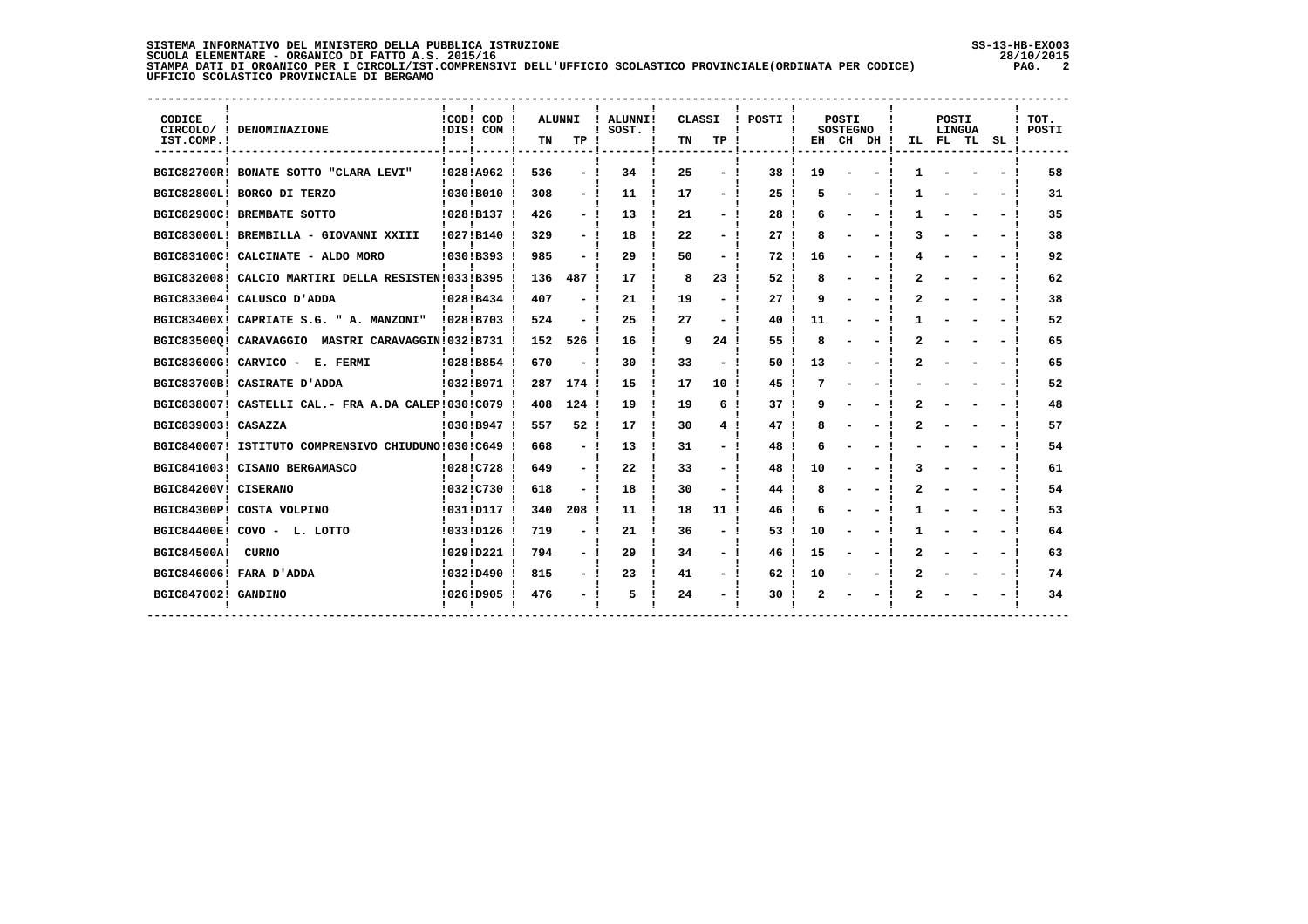SISTEMA INFORMATIVO DEL MINISTERO DELLA PUBBLICA ISTRUZIONE
SCUOLA ELEMENTARE - ORGANICO DI FATTO A.S. 2015/16
STAMPA DATI DI ORGANICO PER I CIRCOLI/IST.COMPRENSIVI DELL'UFFICIO SCOLASTICO PROVINCIALE(ORDINATA PER CODICE)
UFFICIO SCOLASTICO PROVINCIALE DI BERGAMO

| CODICE CIRCOLO/ IST.COMP. | DENOMINAZIONE | COD DIS | COD COM | ALUNNI TN | ALUNNI TP | ALUNNI SOST. | CLASSI TN | CLASSI TP | POSTI | POSTI SOSTEGNO EH | CH | DH | POSTI LINGUA IL | FL | TL | SL | TOT. POSTI |
|---|---|---|---|---|---|---|---|---|---|---|---|---|---|---|---|---|---|
| BGIC82700R | BONATE SOTTO "CLARA LEVI" | 028 | A962 | 536 | - | 34 | 25 | - | 38 | 19 | - | - | 1 | - | - | - | 58 |
| BGIC82800L | BORGO DI TERZO | 030 | B010 | 308 | - | 11 | 17 | - | 25 | 5 | - | - | 1 | - | - | - | 31 |
| BGIC82900C | BREMBATE SOTTO | 028 | B137 | 426 | - | 13 | 21 | - | 28 | 6 | - | - | 1 | - | - | - | 35 |
| BGIC83000L | BREMBILLA - GIOVANNI XXIII | 027 | B140 | 329 | - | 18 | 22 | - | 27 | 8 | - | - | 3 | - | - | - | 38 |
| BGIC83100C | CALCINATE - ALDO MORO | 030 | B393 | 985 | - | 29 | 50 | - | 72 | 16 | - | - | 4 | - | - | - | 92 |
| BGIC832008 | CALCIO MARTIRI DELLA RESISTEN | 033 | B395 | 136 | 487 | 17 | 8 | 23 | 52 | 8 | - | - | 2 | - | - | - | 62 |
| BGIC833004 | CALUSCO D'ADDA | 028 | B434 | 407 | - | 21 | 19 | - | 27 | 9 | - | - | 2 | - | - | - | 38 |
| BGIC83400X | CAPRIATE S.G. " A. MANZONI" | 028 | B703 | 524 | - | 25 | 27 | - | 40 | 11 | - | - | 1 | - | - | - | 52 |
| BGIC83500Q | CARAVAGGIO MASTRI CARAVAGGIN | 032 | B731 | 152 | 526 | 16 | 9 | 24 | 55 | 8 | - | - | 2 | - | - | - | 65 |
| BGIC83600G | CARVICO - E. FERMI | 028 | B854 | 670 | - | 30 | 33 | - | 50 | 13 | - | - | 2 | - | - | - | 65 |
| BGIC83700B | CASIRATE D'ADDA | 032 | B971 | 287 | 174 | 15 | 17 | 10 | 45 | 7 | - | - | - | - | - | - | 52 |
| BGIC838007 | CASTELLI CAL.- FRA A.DA CALEP | 030 | C079 | 408 | 124 | 19 | 19 | 6 | 37 | 9 | - | - | 2 | - | - | - | 48 |
| BGIC839003 | CASAZZA | 030 | B947 | 557 | 52 | 17 | 30 | 4 | 47 | 8 | - | - | 2 | - | - | - | 57 |
| BGIC840007 | ISTITUTO COMPRENSIVO CHIUDUNO | 030 | C649 | 668 | - | 13 | 31 | - | 48 | 6 | - | - | - | - | - | - | 54 |
| BGIC841003 | CISANO BERGAMASCO | 028 | C728 | 649 | - | 22 | 33 | - | 48 | 10 | - | - | 3 | - | - | - | 61 |
| BGIC84200V | CISERANO | 032 | C730 | 618 | - | 18 | 30 | - | 44 | 8 | - | - | 2 | - | - | - | 54 |
| BGIC84300P | COSTA VOLPINO | 031 | D117 | 340 | 208 | 11 | 18 | 11 | 46 | 6 | - | - | 1 | - | - | - | 53 |
| BGIC84400E | COVO - L. LOTTO | 033 | D126 | 719 | - | 21 | 36 | - | 53 | 10 | - | - | 1 | - | - | - | 64 |
| BGIC84500A | CURNO | 029 | D221 | 794 | - | 29 | 34 | - | 46 | 15 | - | - | 2 | - | - | - | 63 |
| BGIC846006 | FARA D'ADDA | 032 | D490 | 815 | - | 23 | 41 | - | 62 | 10 | - | - | 2 | - | - | - | 74 |
| BGIC847002 | GANDINO | 026 | D905 | 476 | - | 5 | 24 | - | 30 | 2 | - | - | 2 | - | - | - | 34 |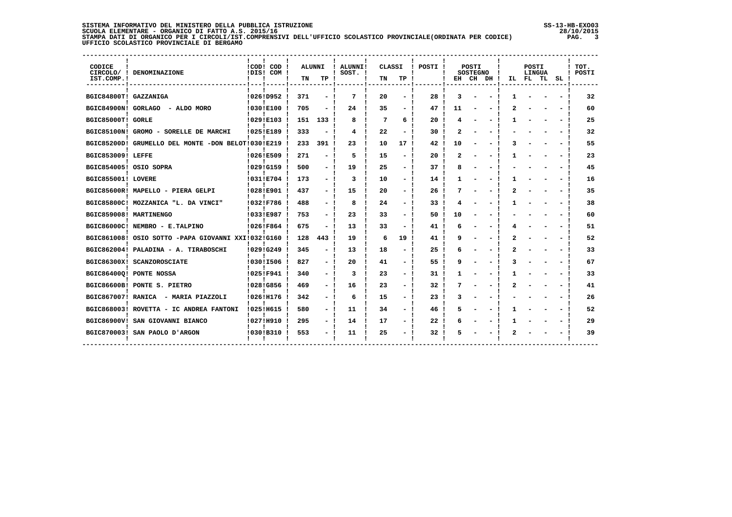**SISTEMA INFORMATIVO DEL MINISTERO DELLA PUBBLICA ISTRUZIONE**
**SCUOLA ELEMENTARE - ORGANICO DI FATTO A.S. 2015/16**
**STAMPA DATI DI ORGANICO PER I CIRCOLI/IST.COMPRENSIVI DELL'UFFICIO SCOLASTICO PROVINCIALE(ORDINATA PER CODICE)**
**UFFICIO SCOLASTICO PROVINCIALE DI BERGAMO**

SS-13-HB-EXO03
28/10/2015

| CODICE CIRCOLO/ IST.COMP. | DENOMINAZIONE | COD DIS | COD COM | ALUNNI TN | ALUNNI TP | ALUNNI SOST. | CLASSI TN | CLASSI TP | POSTI | POSTI SOSTEGNO EH | CH | DH | POSTI LINGUA IL | FL | TL | SL | TOT. POSTI |
|---|---|---|---|---|---|---|---|---|---|---|---|---|---|---|---|---|---|
| BGIC84800T | GAZZANIGA | 026 | D952 | 371 | - | 7 | 20 | - | 28 | 3 | - | - | 1 | - | - | - | 32 |
| BGIC84900N | GORLAGO - ALDO MORO | 030 | E100 | 705 | - | 24 | 35 | - | 47 | 11 | - | - | 2 | - | - | - | 60 |
| BGIC85000T | GORLE | 029 | E103 | 151 | 133 | 8 | 7 | 6 | 20 | 4 | - | - | 1 | - | - | - | 25 |
| BGIC85100N | GROMO - SORELLE DE MARCHI | 025 | E189 | 333 | - | 4 | 22 | - | 30 | 2 | - | - | - | - | - | - | 32 |
| BGIC85200D | GRUMELLO DEL MONTE -DON BELOT | 030 | E219 | 233 | 391 | 23 | 10 | 17 | 42 | 10 | - | - | 3 | - | - | - | 55 |
| BGIC853009 | LEFFE | 026 | E509 | 271 | - | 5 | 15 | - | 20 | 2 | - | - | 1 | - | - | - | 23 |
| BGIC854005 | OSIO SOPRA | 029 | G159 | 500 | - | 19 | 25 | - | 37 | 8 | - | - | - | - | - | - | 45 |
| BGIC855001 | LOVERE | 031 | E704 | 173 | - | 3 | 10 | - | 14 | 1 | - | - | 1 | - | - | - | 16 |
| BGIC85600R | MAPELLO - PIERA GELPI | 028 | E901 | 437 | - | 15 | 20 | - | 26 | 7 | - | - | 2 | - | - | - | 35 |
| BGIC85800C | MOZZANICA "L. DA VINCI" | 032 | F786 | 488 | - | 8 | 24 | - | 33 | 4 | - | - | 1 | - | - | - | 38 |
| BGIC859008 | MARTINENGO | 033 | E987 | 753 | - | 23 | 33 | - | 50 | 10 | - | - | - | - | - | - | 60 |
| BGIC86000C | NEMBRO - E.TALPINO | 026 | F864 | 675 | - | 13 | 33 | - | 41 | 6 | - | - | 4 | - | - | - | 51 |
| BGIC861008 | OSIO SOTTO -PAPA GIOVANNI XXI | 032 | G160 | 128 | 443 | 19 | 6 | 19 | 41 | 9 | - | - | 2 | - | - | - | 52 |
| BGIC862004 | PALADINA - A. TIRABOSCHI | 029 | G249 | 345 | - | 13 | 18 | - | 25 | 6 | - | - | 2 | - | - | - | 33 |
| BGIC86300X | SCANZOROSCIATE | 030 | I506 | 827 | - | 20 | 41 | - | 55 | 9 | - | - | 3 | - | - | - | 67 |
| BGIC86400Q | PONTE NOSSA | 025 | F941 | 340 | - | 3 | 23 | - | 31 | 1 | - | - | 1 | - | - | - | 33 |
| BGIC86600B | PONTE S. PIETRO | 028 | G856 | 469 | - | 16 | 23 | - | 32 | 7 | - | - | 2 | - | - | - | 41 |
| BGIC867007 | RANICA - MARIA PIAZZOLI | 026 | H176 | 342 | - | 6 | 15 | - | 23 | 3 | - | - | - | - | - | - | 26 |
| BGIC868003 | ROVETTA - IC ANDREA FANTONI | 025 | H615 | 580 | - | 11 | 34 | - | 46 | 5 | - | - | 1 | - | - | - | 52 |
| BGIC86900V | SAN GIOVANNI BIANCO | 027 | H910 | 295 | - | 14 | 17 | - | 22 | 6 | - | - | 1 | - | - | - | 29 |
| BGIC870003 | SAN PAOLO D'ARGON | 030 | B310 | 553 | - | 11 | 25 | - | 32 | 5 | - | - | 2 | - | - | - | 39 |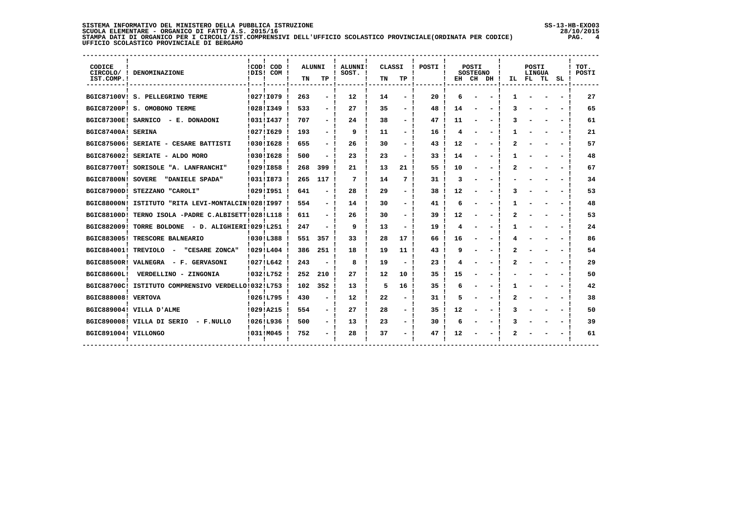**SISTEMA INFORMATIVO DEL MINISTERO DELLA PUBBLICA ISTRUZIONE**
**SCUOLA ELEMENTARE - ORGANICO DI FATTO A.S. 2015/16**
**STAMPA DATI DI ORGANICO PER I CIRCOLI/IST.COMPRENSIVI DELL'UFFICIO SCOLASTICO PROVINCIALE(ORDINATA PER CODICE)**
**UFFICIO SCOLASTICO PROVINCIALE DI BERGAMO**

SS-13-HB-EXO03
28/10/2015

| CODICE CIRCOLO/ IST.COMP. | DENOMINAZIONE | COD DIS | COD COM | ALUNNI | | ALUNNI SOST. | CLASSI | | POSTI | POSTI SOSTEGNO | | | POSTI LINGUA | | | | TOT. POSTI |
|---|---|---|---|---|---|---|---|---|---|---|---|---|---|---|---|---|---|
| | | | | TN | TP | | TN | TP | | EH | CH | DH | IL | FL | TL | SL | |
| BGIC87100V | S. PELLEGRINO TERME | 027 | I079 | 263 | - | 12 | 14 | - | 20 | 6 | - | - | 1 | - | - | - | 27 |
| BGIC87200P | S. OMOBONO TERME | 028 | I349 | 533 | - | 27 | 35 | - | 48 | 14 | - | - | 3 | - | - | - | 65 |
| BGIC87300E | SARNICO - E. DONADONI | 031 | I437 | 707 | - | 24 | 38 | - | 47 | 11 | - | - | 3 | - | - | - | 61 |
| BGIC87400A | SERINA | 027 | I629 | 193 | - | 9 | 11 | - | 16 | 4 | - | - | 1 | - | - | - | 21 |
| BGIC875006 | SERIATE - CESARE BATTISTI | 030 | I628 | 655 | - | 26 | 30 | - | 43 | 12 | - | - | 2 | - | - | - | 57 |
| BGIC876002 | SERIATE - ALDO MORO | 030 | I628 | 500 | - | 23 | 23 | - | 33 | 14 | - | - | 1 | - | - | - | 48 |
| BGIC87700T | SORISOLE "A. LANFRANCHI" | 029 | I858 | 268 | 399 | 21 | 13 | 21 | 55 | 10 | - | - | 2 | - | - | - | 67 |
| BGIC87800N | SOVERE "DANIELE SPADA" | 031 | I873 | 265 | 117 | 7 | 14 | 7 | 31 | 3 | - | - | - | - | - | - | 34 |
| BGIC87900D | STEZZANO "CAROLI" | 029 | I951 | 641 | - | 28 | 29 | - | 38 | 12 | - | - | 3 | - | - | - | 53 |
| BGIC88000N | ISTITUTO "RITA LEVI-MONTALCIN | 028 | I997 | 554 | - | 14 | 30 | - | 41 | 6 | - | - | 1 | - | - | - | 48 |
| BGIC88100D | TERNO ISOLA -PADRE C.ALBISETT | 028 | L118 | 611 | - | 26 | 30 | - | 39 | 12 | - | - | 2 | - | - | - | 53 |
| BGIC882009 | TORRE BOLDONE - D. ALIGHIERI | 029 | L251 | 247 | - | 9 | 13 | - | 19 | 4 | - | - | 1 | - | - | - | 24 |
| BGIC883005 | TRESCORE BALNEARIO | 030 | L388 | 551 | 357 | 33 | 28 | 17 | 66 | 16 | - | - | 4 | - | - | - | 86 |
| BGIC884001 | TREVIOLO - "CESARE ZONCA" | 029 | L404 | 386 | 251 | 18 | 19 | 11 | 43 | 9 | - | - | 2 | - | - | - | 54 |
| BGIC88500R | VALNEGRA - F. GERVASONI | 027 | L642 | 243 | - | 8 | 19 | - | 23 | 4 | - | - | 2 | - | - | - | 29 |
| BGIC88600L | VERDELLINO - ZINGONIA | 032 | L752 | 252 | 210 | 27 | 12 | 10 | 35 | 15 | - | - | - | - | - | - | 50 |
| BGIC88700C | ISTITUTO COMPRENSIVO VERDELLO | 032 | L753 | 102 | 352 | 13 | 5 | 16 | 35 | 6 | - | - | 1 | - | - | - | 42 |
| BGIC888008 | VERTOVA | 026 | L795 | 430 | - | 12 | 22 | - | 31 | 5 | - | - | 2 | - | - | - | 38 |
| BGIC889004 | VILLA D'ALME | 029 | A215 | 554 | - | 27 | 28 | - | 35 | 12 | - | - | 3 | - | - | - | 50 |
| BGIC890008 | VILLA DI SERIO - F.NULLO | 026 | L936 | 500 | - | 13 | 23 | - | 30 | 6 | - | - | 3 | - | - | - | 39 |
| BGIC891004 | VILLONGO | 031 | M045 | 752 | - | 28 | 37 | - | 47 | 12 | - | - | 2 | - | - | - | 61 |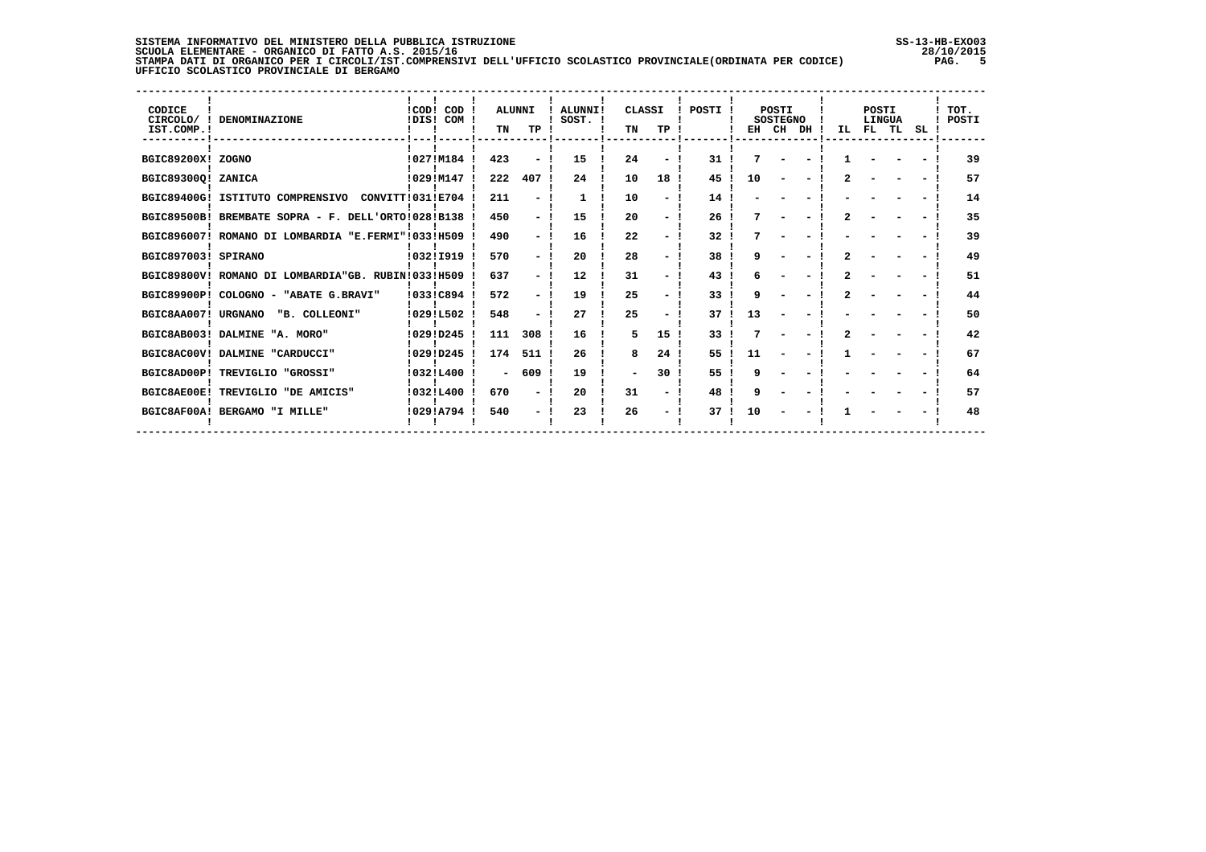SISTEMA INFORMATIVO DEL MINISTERO DELLA PUBBLICA ISTRUZIONE
SCUOLA ELEMENTARE - ORGANICO DI FATTO A.S. 2015/16
STAMPA DATI DI ORGANICO PER I CIRCOLI/IST.COMPRENSIVI DELL'UFFICIO SCOLASTICO PROVINCIALE(ORDINATA PER CODICE)
UFFICIO SCOLASTICO PROVINCIALE DI BERGAMO

SS-13-HB-EXO03
28/10/2015

| CODICE CIRCOLO/ IST.COMP. | DENOMINAZIONE | COD DIS | COD COM | ALUNNI TN | ALUNNI TP | ALUNNI SOST. | CLASSI TN | CLASSI TP | POSTI | POSTI SOSTEGNO EH | CH | DH | POSTI LINGUA IL | FL | TL | SL | TOT. POSTI |
|---|---|---|---|---|---|---|---|---|---|---|---|---|---|---|---|---|---|
| BGIC89200X | ZOGNO | 027 | M184 | 423 | - | 15 | 24 | - | 31 | 7 | - | - | 1 | - | - | - | 39 |
| BGIC89300Q | ZANICA | 029 | M147 | 222 | 407 | 24 | 10 | 18 | 45 | 10 | - | - | 2 | - | - | - | 57 |
| BGIC89400G | ISTITUTO COMPRENSIVO CONVITT | 031 | E704 | 211 | - | 1 | 10 | - | 14 | - | - | - | - | - | - | - | 14 |
| BGIC89500B | BREMBATE SOPRA - F. DELL'ORTO | 028 | B138 | 450 | - | 15 | 20 | - | 26 | 7 | - | - | 2 | - | - | - | 35 |
| BGIC896007 | ROMANO DI LOMBARDIA "E.FERMI" | 033 | H509 | 490 | - | 16 | 22 | - | 32 | 7 | - | - | - | - | - | - | 39 |
| BGIC897003 | SPIRANO | 032 | I919 | 570 | - | 20 | 28 | - | 38 | 9 | - | - | 2 | - | - | - | 49 |
| BGIC89800V | ROMANO DI LOMBARDIA"GB. RUBIN | 033 | H509 | 637 | - | 12 | 31 | - | 43 | 6 | - | - | 2 | - | - | - | 51 |
| BGIC89900P | COLOGNO - "ABATE G.BRAVI" | 033 | C894 | 572 | - | 19 | 25 | - | 33 | 9 | - | - | 2 | - | - | - | 44 |
| BGIC8AA007 | URGNANO "B. COLLEONI" | 029 | L502 | 548 | - | 27 | 25 | - | 37 | 13 | - | - | - | - | - | - | 50 |
| BGIC8AB003 | DALMINE "A. MORO" | 029 | D245 | 111 | 308 | 16 | 5 | 15 | 33 | 7 | - | - | 2 | - | - | - | 42 |
| BGIC8AC00V | DALMINE "CARDUCCI" | 029 | D245 | 174 | 511 | 26 | 8 | 24 | 55 | 11 | - | - | 1 | - | - | - | 67 |
| BGIC8AD00P | TREVIGLIO "GROSSI" | 032 | L400 | - | 609 | 19 | - | 30 | 55 | 9 | - | - | - | - | - | - | 64 |
| BGIC8AE00E | TREVIGLIO "DE AMICIS" | 032 | L400 | 670 | - | 20 | 31 | - | 48 | 9 | - | - | - | - | - | - | 57 |
| BGIC8AF00A | BERGAMO "I MILLE" | 029 | A794 | 540 | - | 23 | 26 | - | 37 | 10 | - | - | 1 | - | - | - | 48 |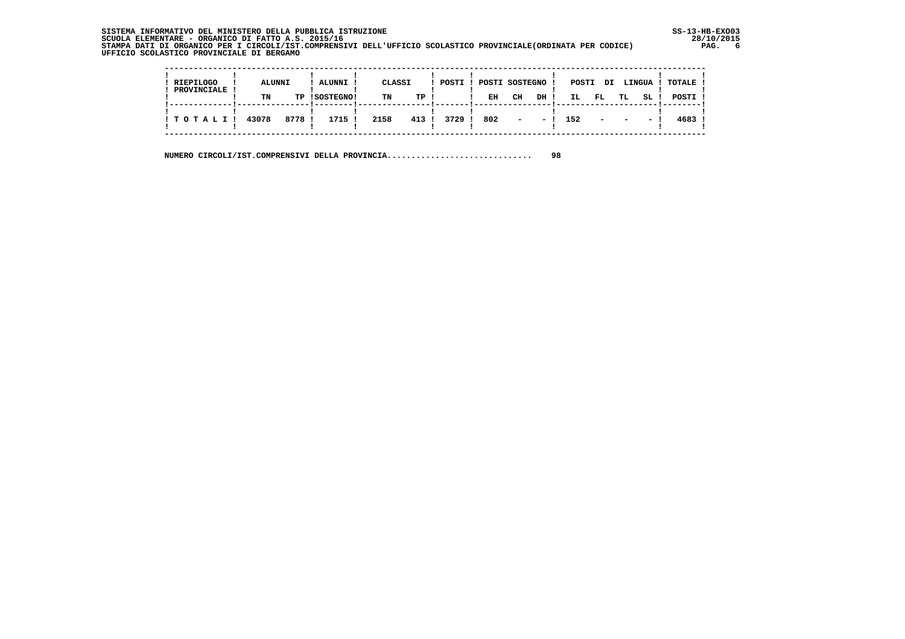SISTEMA INFORMATIVO DEL MINISTERO DELLA PUBBLICA ISTRUZIONE
SCUOLA ELEMENTARE - ORGANICO DI FATTO A.S. 2015/16
STAMPA DATI DI ORGANICO PER I CIRCOLI/IST.COMPRENSIVI DELL'UFFICIO SCOLASTICO PROVINCIALE(ORDINATA PER CODICE)
UFFICIO SCOLASTICO PROVINCIALE DI BERGAMO

SS-13-HB-EXO03
28/10/2015

| RIEPILOGO PROVINCIALE | ALUNNI | | ALUNNI | CLASSI | | POSTI | POSTI SOSTEGNO | | | POSTI DI LINGUA | | | | TOTALE |
|---|---|---|---|---|---|---|---|---|---|---|---|---|---|---|
| | TN | TP | SOSTEGNO | TN | TP | | EH | CH | DH | IL | FL | TL | SL | POSTI |
| T O T A L I | 43078 | 8778 | 1715 | 2158 | 413 | 3729 | 802 | - | - | 152 | - | - | - | 4683 |

NUMERO CIRCOLI/IST.COMPRENSIVI DELLA PROVINCIA.............................. 98